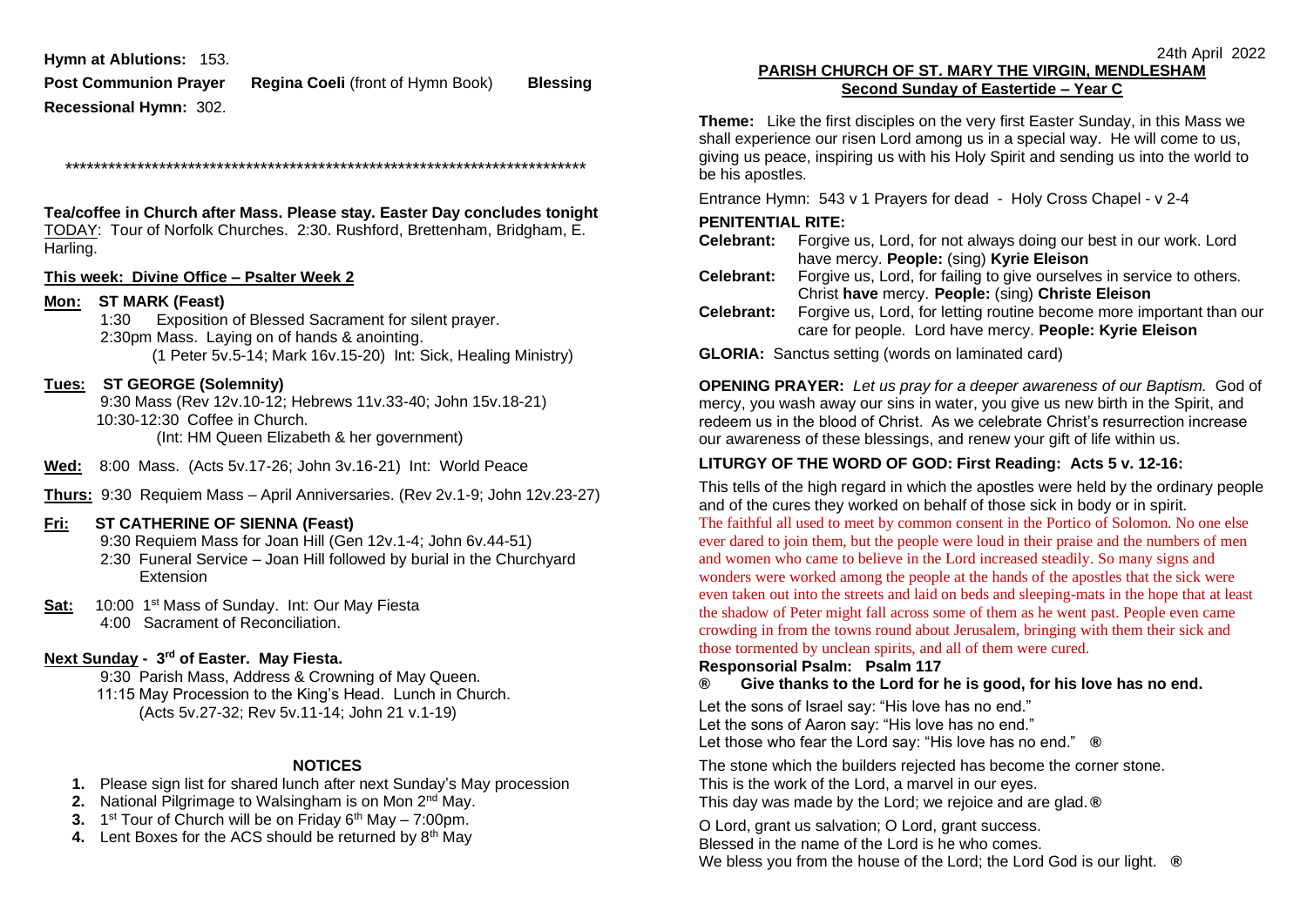**Hymn at Ablutions:** 153.

**Post Communion Prayer** **Regina Coeli** (front of Hymn Book) **Blessing**

**Recessional Hymn:** 302.

\*\*\*\*\*\*\*\*\*\*\*\*\*\*\*\*\*\*\*\*\*\*\*\*\*\*\*\*\*\*\*\*\*\*\*\*\*\*\*\*\*\*\*\*\*\*\*\*\*\*\*\*\*\*\*\*\*\*\*\*\*\*\*\*\*\*\*\*\*\*\*\*\*

**Tea/coffee in Church after Mass. Please stay. Easter Day concludes tonight**

TODAY: Tour of Norfolk Churches. 2:30. Rushford, Brettenham, Bridgham, E. Harling.

**This week: Divine Office – Psalter Week 2**

**Mon: ST MARK (Feast)**
1:30 Exposition of Blessed Sacrament for silent prayer.
2:30pm Mass. Laying on of hands & anointing.
(1 Peter 5v.5-14; Mark 16v.15-20) Int: Sick, Healing Ministry)

**Tues: ST GEORGE (Solemnity)**
9:30 Mass (Rev 12v.10-12; Hebrews 11v.33-40; John 15v.18-21)
10:30-12:30 Coffee in Church.
(Int: HM Queen Elizabeth & her government)

**Wed:** 8:00 Mass. (Acts 5v.17-26; John 3v.16-21) Int: World Peace

**Thurs:** 9:30 Requiem Mass – April Anniversaries. (Rev 2v.1-9; John 12v.23-27)

**Fri: ST CATHERINE OF SIENNA (Feast)**
9:30 Requiem Mass for Joan Hill (Gen 12v.1-4; John 6v.44-51)
2:30 Funeral Service – Joan Hill followed by burial in the Churchyard Extension

**Sat:** 10:00 1st Mass of Sunday. Int: Our May Fiesta
4:00 Sacrament of Reconciliation.

**Next Sunday - 3rd of Easter. May Fiesta.**
9:30 Parish Mass, Address & Crowning of May Queen.
11:15 May Procession to the King's Head. Lunch in Church.
(Acts 5v.27-32; Rev 5v.11-14; John 21 v.1-19)

**NOTICES**

1. Please sign list for shared lunch after next Sunday's May procession
2. National Pilgrimage to Walsingham is on Mon 2nd May.
3. 1st Tour of Church will be on Friday 6th May – 7:00pm.
4. Lent Boxes for the ACS should be returned by 8th May

24th April 2022

**PARISH CHURCH OF ST. MARY THE VIRGIN, MENDLESHAM**
**Second Sunday of Eastertide – Year C**

**Theme:** Like the first disciples on the very first Easter Sunday, in this Mass we shall experience our risen Lord among us in a special way. He will come to us, giving us peace, inspiring us with his Holy Spirit and sending us into the world to be his apostles.

Entrance Hymn: 543 v 1 Prayers for dead - Holy Cross Chapel - v 2-4

**PENITENTIAL RITE:**

**Celebrant:** Forgive us, Lord, for not always doing our best in our work. Lord have mercy. **People:** (sing) **Kyrie Eleison**

**Celebrant:** Forgive us, Lord, for failing to give ourselves in service to others. Christ **have** mercy. **People:** (sing) **Christe Eleison**

**Celebrant:** Forgive us, Lord, for letting routine become more important than our care for people. Lord have mercy. **People: Kyrie Eleison**

**GLORIA:** Sanctus setting (words on laminated card)

**OPENING PRAYER:** *Let us pray for a deeper awareness of our Baptism.* God of mercy, you wash away our sins in water, you give us new birth in the Spirit, and redeem us in the blood of Christ. As we celebrate Christ's resurrection increase our awareness of these blessings, and renew your gift of life within us.

**LITURGY OF THE WORD OF GOD: First Reading: Acts 5 v. 12-16:**

This tells of the high regard in which the apostles were held by the ordinary people and of the cures they worked on behalf of those sick in body or in spirit.

The faithful all used to meet by common consent in the Portico of Solomon. No one else ever dared to join them, but the people were loud in their praise and the numbers of men and women who came to believe in the Lord increased steadily. So many signs and wonders were worked among the people at the hands of the apostles that the sick were even taken out into the streets and laid on beds and sleeping-mats in the hope that at least the shadow of Peter might fall across some of them as he went past. People even came crowding in from the towns round about Jerusalem, bringing with them their sick and those tormented by unclean spirits, and all of them were cured.

**Responsorial Psalm: Psalm 117**

**® Give thanks to the Lord for he is good, for his love has no end.**

Let the sons of Israel say: "His love has no end."
Let the sons of Aaron say: "His love has no end."
Let those who fear the Lord say: "His love has no end." **®**

The stone which the builders rejected has become the corner stone.
This is the work of the Lord, a marvel in our eyes.
This day was made by the Lord; we rejoice and are glad. **®**

O Lord, grant us salvation; O Lord, grant success.
Blessed in the name of the Lord is he who comes.
We bless you from the house of the Lord; the Lord God is our light. **®**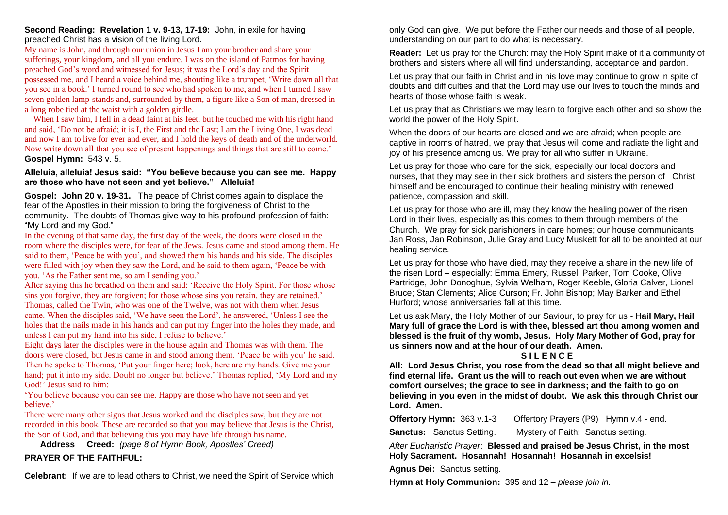**Second Reading: Revelation 1 v. 9-13, 17-19:** John, in exile for having preached Christ has a vision of the living Lord.

My name is John, and through our union in Jesus I am your brother and share your sufferings, your kingdom, and all you endure. I was on the island of Patmos for having preached God's word and witnessed for Jesus; it was the Lord's day and the Spirit possessed me, and I heard a voice behind me, shouting like a trumpet, 'Write down all that you see in a book.' I turned round to see who had spoken to me, and when I turned I saw seven golden lamp-stands and, surrounded by them, a figure like a Son of man, dressed in a long robe tied at the waist with a golden girdle.

When I saw him, I fell in a dead faint at his feet, but he touched me with his right hand and said, 'Do not be afraid; it is I, the First and the Last; I am the Living One, I was dead and now I am to live for ever and ever, and I hold the keys of death and of the underworld. Now write down all that you see of present happenings and things that are still to come.'

**Gospel Hymn:** 543 v. 5.

**Alleluia, alleluia! Jesus said: "You believe because you can see me. Happy are those who have not seen and yet believe." Alleluia!**

**Gospel: John 20 v. 19-31.** The peace of Christ comes again to displace the fear of the Apostles in their mission to bring the forgiveness of Christ to the community. The doubts of Thomas give way to his profound profession of faith: "My Lord and my God."

In the evening of that same day, the first day of the week, the doors were closed in the room where the disciples were, for fear of the Jews. Jesus came and stood among them. He said to them, 'Peace be with you', and showed them his hands and his side. The disciples were filled with joy when they saw the Lord, and he said to them again, 'Peace be with you. 'As the Father sent me, so am I sending you.'

After saying this he breathed on them and said: 'Receive the Holy Spirit. For those whose sins you forgive, they are forgiven; for those whose sins you retain, they are retained.' Thomas, called the Twin, who was one of the Twelve, was not with them when Jesus came. When the disciples said, 'We have seen the Lord', he answered, 'Unless I see the holes that the nails made in his hands and can put my finger into the holes they made, and unless I can put my hand into his side, I refuse to believe.'

Eight days later the disciples were in the house again and Thomas was with them. The doors were closed, but Jesus came in and stood among them. 'Peace be with you' he said. Then he spoke to Thomas, 'Put your finger here; look, here are my hands. Give me your hand; put it into my side. Doubt no longer but believe.' Thomas replied, 'My Lord and my God!' Jesus said to him:

'You believe because you can see me. Happy are those who have not seen and yet believe.'

There were many other signs that Jesus worked and the disciples saw, but they are not recorded in this book. These are recorded so that you may believe that Jesus is the Christ, the Son of God, and that believing this you may have life through his name.

**Address** **Creed:** *(page 8 of Hymn Book, Apostles' Creed)*

**PRAYER OF THE FAITHFUL:**

**Celebrant:** If we are to lead others to Christ, we need the Spirit of Service which only God can give. We put before the Father our needs and those of all people, understanding on our part to do what is necessary.

**Reader:** Let us pray for the Church: may the Holy Spirit make of it a community of brothers and sisters where all will find understanding, acceptance and pardon.

Let us pray that our faith in Christ and in his love may continue to grow in spite of doubts and difficulties and that the Lord may use our lives to touch the minds and hearts of those whose faith is weak.

Let us pray that as Christians we may learn to forgive each other and so show the world the power of the Holy Spirit.

When the doors of our hearts are closed and we are afraid; when people are captive in rooms of hatred, we pray that Jesus will come and radiate the light and joy of his presence among us. We pray for all who suffer in Ukraine.

Let us pray for those who care for the sick, especially our local doctors and nurses, that they may see in their sick brothers and sisters the person of Christ himself and be encouraged to continue their healing ministry with renewed patience, compassion and skill.

Let us pray for those who are ill, may they know the healing power of the risen Lord in their lives, especially as this comes to them through members of the Church. We pray for sick parishioners in care homes; our house communicants Jan Ross, Jan Robinson, Julie Gray and Lucy Muskett for all to be anointed at our healing service.

Let us pray for those who have died, may they receive a share in the new life of the risen Lord – especially: Emma Emery, Russell Parker, Tom Cooke, Olive Partridge, John Donoghue, Sylvia Welham, Roger Keeble, Gloria Calver, Lionel Bruce; Stan Clements; Alice Curson; Fr. John Bishop; May Barker and Ethel Hurford; whose anniversaries fall at this time.

Let us ask Mary, the Holy Mother of our Saviour, to pray for us - **Hail Mary, Hail Mary full of grace the Lord is with thee, blessed art thou among women and blessed is the fruit of thy womb, Jesus. Holy Mary Mother of God, pray for us sinners now and at the hour of our death. Amen.**

**S I L E N C E**

**All: Lord Jesus Christ, you rose from the dead so that all might believe and find eternal life. Grant us the will to reach out even when we are without comfort ourselves; the grace to see in darkness; and the faith to go on believing in you even in the midst of doubt. We ask this through Christ our Lord. Amen.**

**Offertory Hymn:** 363 v.1-3 Offertory Prayers (P9) Hymn v.4 - end.

**Sanctus:** Sanctus Setting. Mystery of Faith: Sanctus setting.

*After Eucharistic Prayer*: **Blessed and praised be Jesus Christ, in the most Holy Sacrament. Hosannah! Hosannah! Hosannah in excelsis!**

**Agnus Dei:** Sanctus setting*.*

**Hymn at Holy Communion:** 395 and 12 – *please join in.*